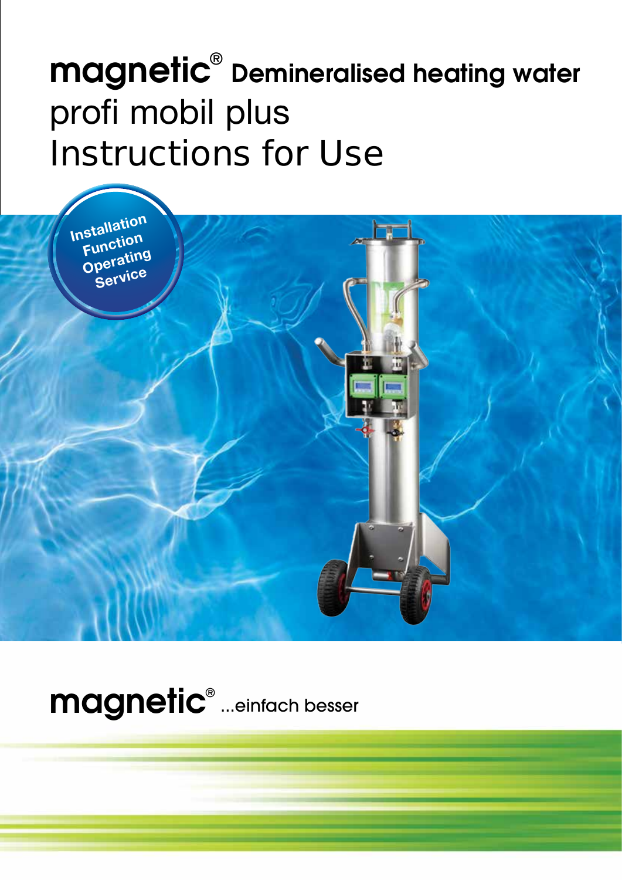# magnetic® Demineralised heating water

profi mobil plus

Instructions for Use

Installation
Function
Operating
Service

magnetic® ...einfach besser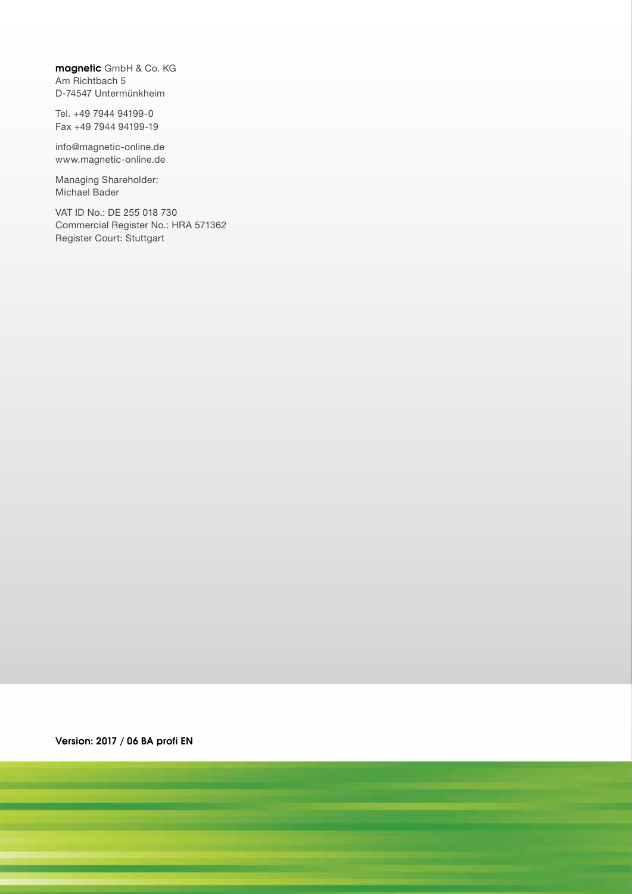**magnetic** GmbH & Co. KG
Am Richtbach 5
D-74547 Untermünkheim

Tel. +49 7944 94199-0
Fax +49 7944 94199-19

info@magnetic-online.de
www.magnetic-online.de

Managing Shareholder:
Michael Bader

VAT ID No.: DE 255 018 730
Commercial Register No.: HRA 571362
Register Court: Stuttgart

**Version: 2017 / 06 BA profi EN**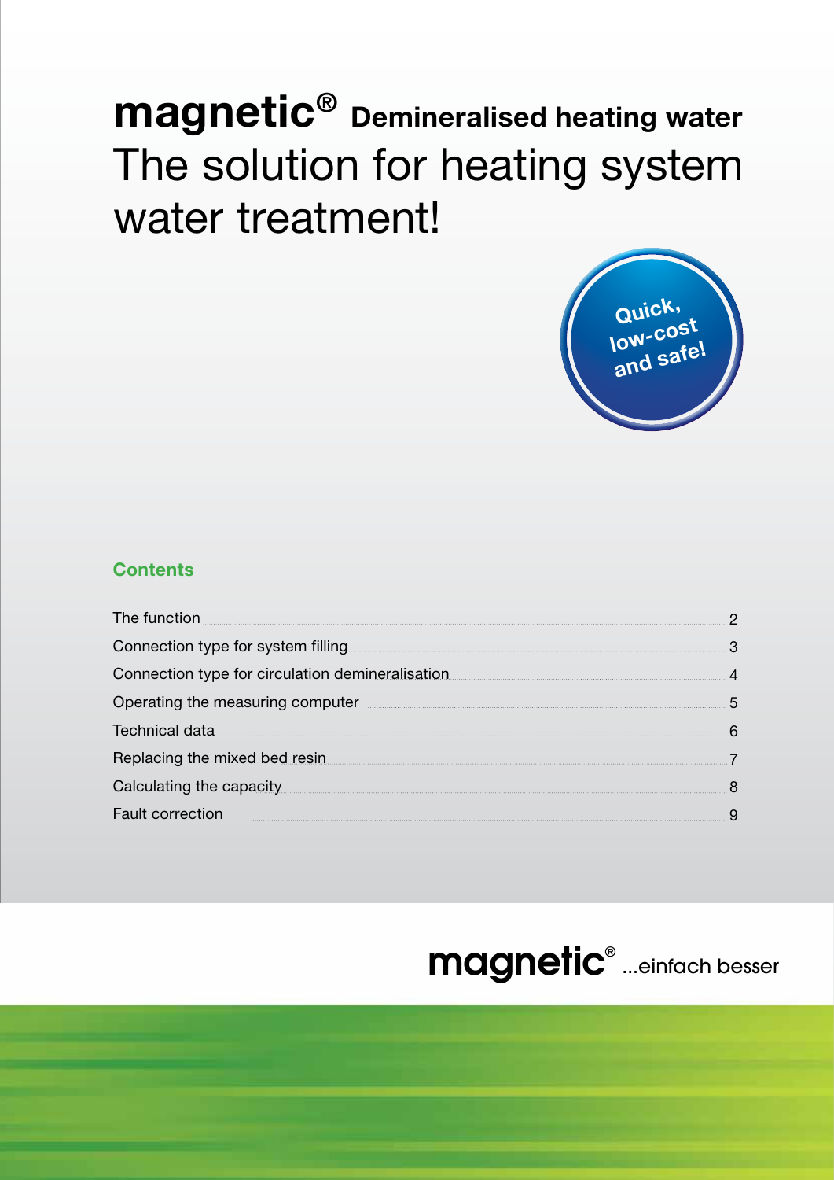# magnetic® Demineralised heating water

## The solution for heating system water treatment!

Quick, low-cost and safe!

### Contents

| | |
|---|---|
| The function | 2 |
| Connection type for system filling | 3 |
| Connection type for circulation demineralisation | 4 |
| Operating the measuring computer | 5 |
| Technical data | 6 |
| Replacing the mixed bed resin | 7 |
| Calculating the capacity | 8 |
| Fault correction | 9 |

magnetic® ...einfach besser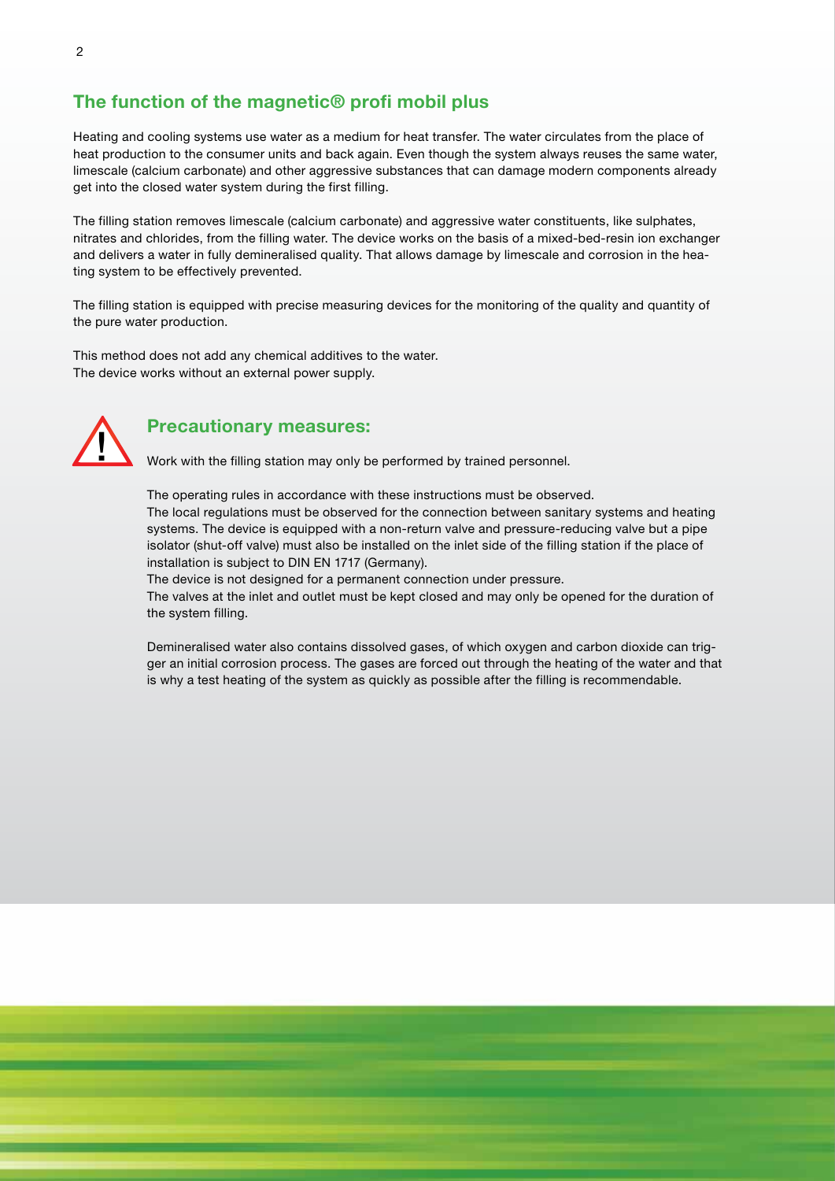## The function of the magnetic® profi mobil plus

Heating and cooling systems use water as a medium for heat transfer. The water circulates from the place of heat production to the consumer units and back again. Even though the system always reuses the same water, limescale (calcium carbonate) and other aggressive substances that can damage modern components already get into the closed water system during the first filling.

The filling station removes limescale (calcium carbonate) and aggressive water constituents, like sulphates, nitrates and chlorides, from the filling water. The device works on the basis of a mixed-bed-resin ion exchanger and delivers a water in fully demineralised quality. That allows damage by limescale and corrosion in the heating system to be effectively prevented.

The filling station is equipped with precise measuring devices for the monitoring of the quality and quantity of the pure water production.

This method does not add any chemical additives to the water.
The device works without an external power supply.

### Precautionary measures:

Work with the filling station may only be performed by trained personnel.

The operating rules in accordance with these instructions must be observed.
The local regulations must be observed for the connection between sanitary systems and heating systems. The device is equipped with a non-return valve and pressure-reducing valve but a pipe isolator (shut-off valve) must also be installed on the inlet side of the filling station if the place of installation is subject to DIN EN 1717 (Germany).
The device is not designed for a permanent connection under pressure.
The valves at the inlet and outlet must be kept closed and may only be opened for the duration of the system filling.

Demineralised water also contains dissolved gases, of which oxygen and carbon dioxide can trigger an initial corrosion process. The gases are forced out through the heating of the water and that is why a test heating of the system as quickly as possible after the filling is recommendable.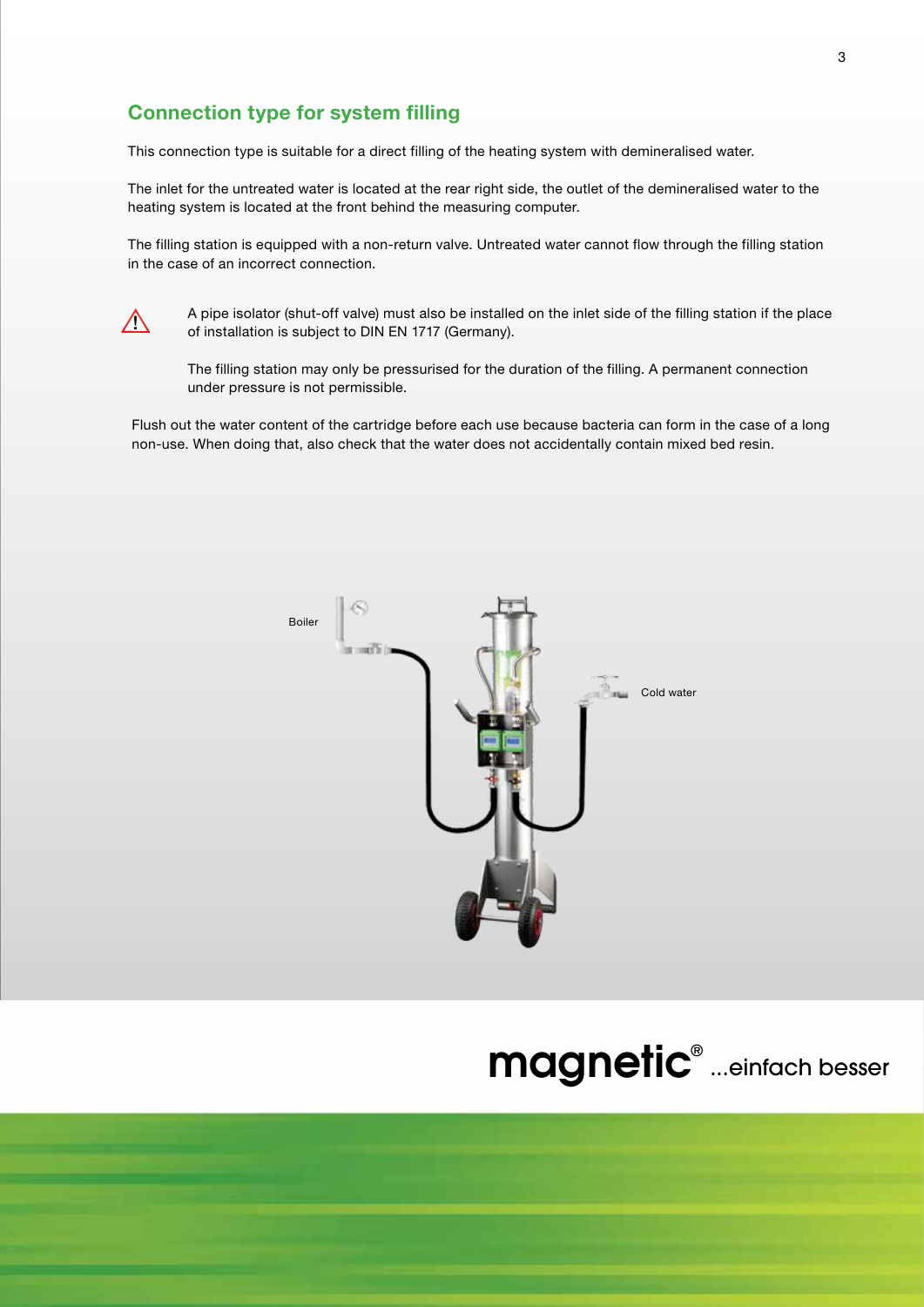## Connection type for system filling

This connection type is suitable for a direct filling of the heating system with demineralised water.

The inlet for the untreated water is located at the rear right side, the outlet of the demineralised water to the heating system is located at the front behind the measuring computer.

The filling station is equipped with a non-return valve. Untreated water cannot flow through the filling station in the case of an incorrect connection.

⚠ A pipe isolator (shut-off valve) must also be installed on the inlet side of the filling station if the place of installation is subject to DIN EN 1717 (Germany).

The filling station may only be pressurised for the duration of the filling. A permanent connection under pressure is not permissible.

Flush out the water content of the cartridge before each use because bacteria can form in the case of a long non-use. When doing that, also check that the water does not accidentally contain mixed bed resin.

Boiler

Cold water

**magnetic®** ...einfach besser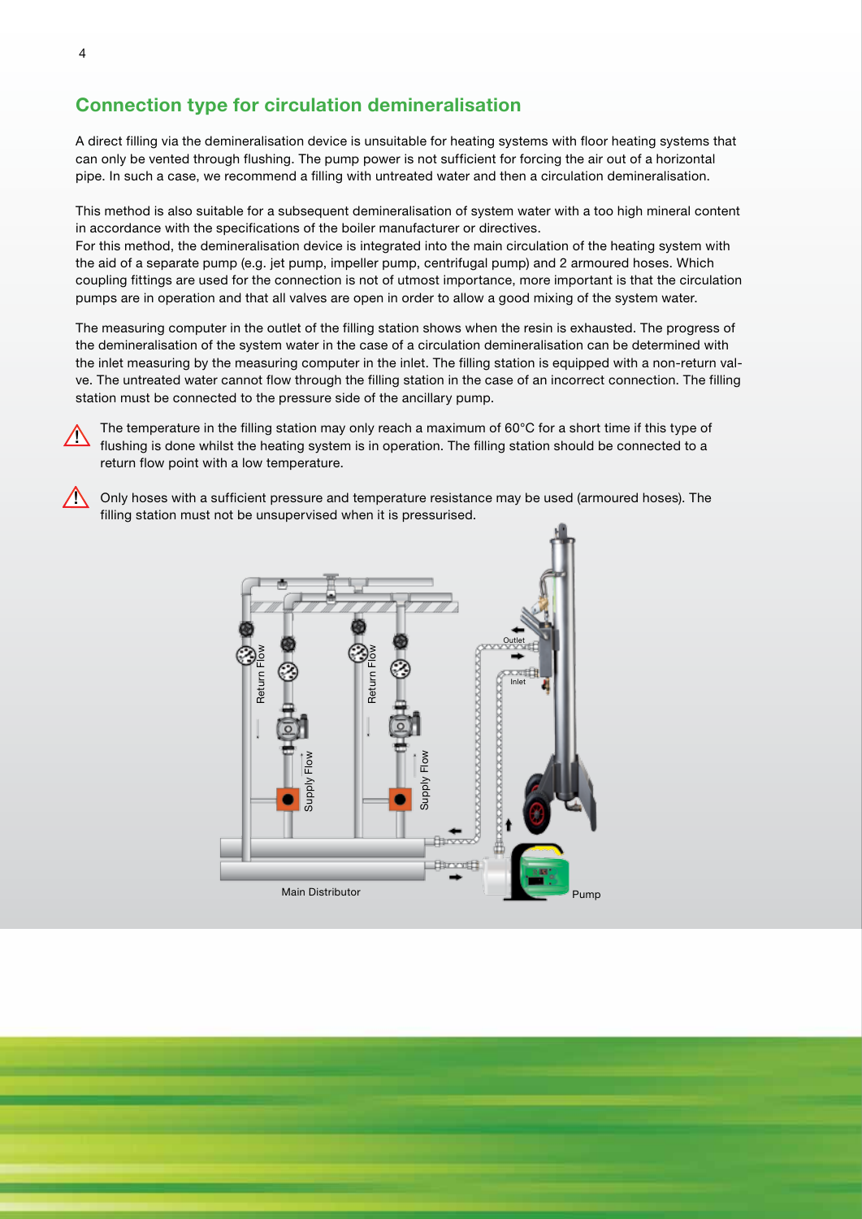## Connection type for circulation demineralisation

A direct filling via the demineralisation device is unsuitable for heating systems with floor heating systems that can only be vented through flushing. The pump power is not sufficient for forcing the air out of a horizontal pipe. In such a case, we recommend a filling with untreated water and then a circulation demineralisation.

This method is also suitable for a subsequent demineralisation of system water with a too high mineral content in accordance with the specifications of the boiler manufacturer or directives.
For this method, the demineralisation device is integrated into the main circulation of the heating system with the aid of a separate pump (e.g. jet pump, impeller pump, centrifugal pump) and 2 armoured hoses. Which coupling fittings are used for the connection is not of utmost importance, more important is that the circulation pumps are in operation and that all valves are open in order to allow a good mixing of the system water.

The measuring computer in the outlet of the filling station shows when the resin is exhausted. The progress of the demineralisation of the system water in the case of a circulation demineralisation can be determined with the inlet measuring by the measuring computer in the inlet. The filling station is equipped with a non-return valve. The untreated water cannot flow through the filling station in the case of an incorrect connection. The filling station must be connected to the pressure side of the ancillary pump.

⚠ The temperature in the filling station may only reach a maximum of 60°C for a short time if this type of flushing is done whilst the heating system is in operation. The filling station should be connected to a return flow point with a low temperature.

⚠ Only hoses with a sufficient pressure and temperature resistance may be used (armoured hoses). The filling station must not be unsupervised when it is pressurised.

Return Flow | Supply Flow | Return Flow | Supply Flow | Outlet | Inlet | Main Distributor | Pump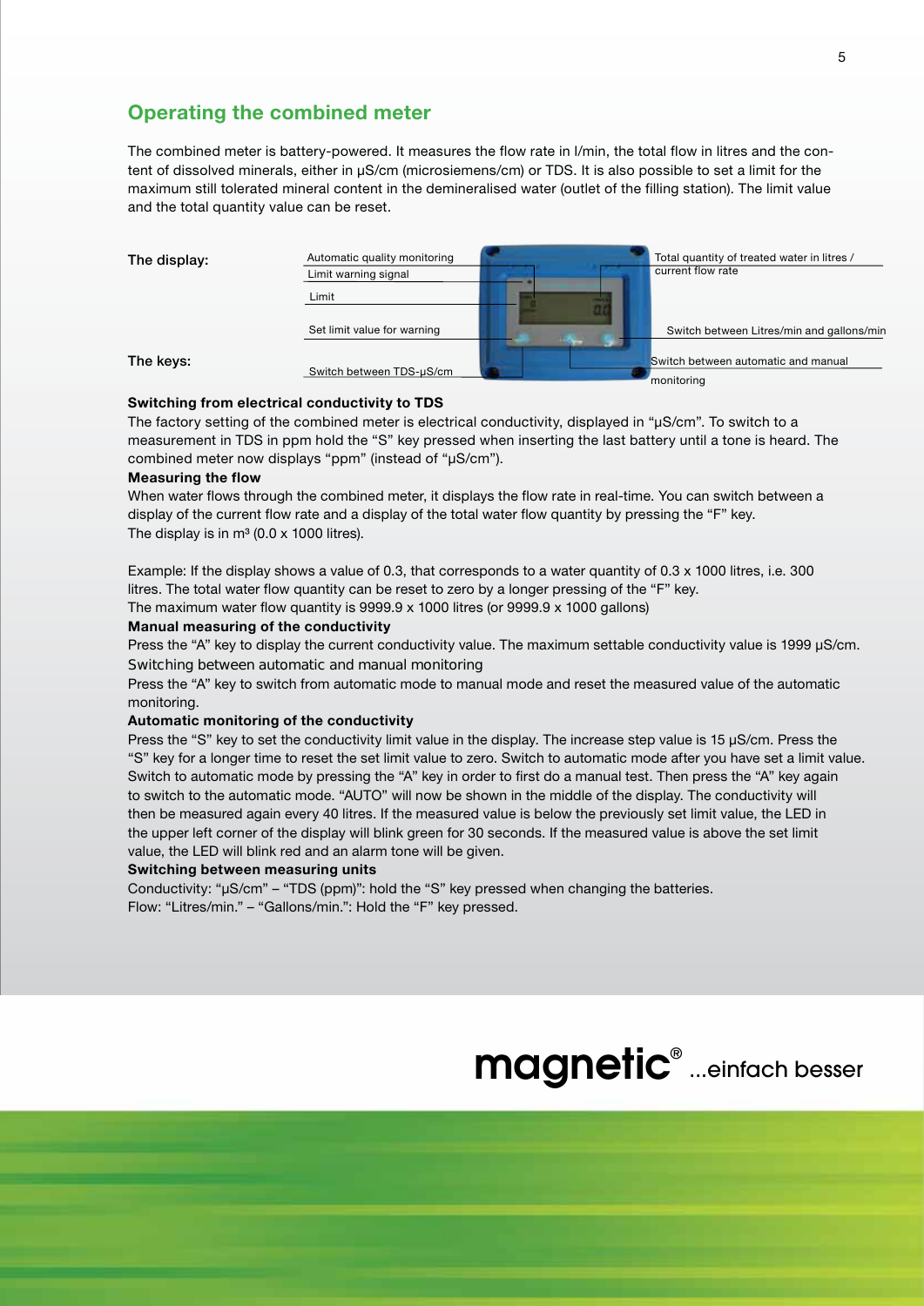## Operating the combined meter

The combined meter is battery-powered. It measures the flow rate in l/min, the total flow in litres and the content of dissolved minerals, either in µS/cm (microsiemens/cm) or TDS. It is also possible to set a limit for the maximum still tolerated mineral content in the demineralised water (outlet of the filling station). The limit value and the total quantity value can be reset.

**The display:**

- Automatic quality monitoring
- Limit warning signal
- Limit
- Set limit value for warning
- Total quantity of treated water in litres / current flow rate
- Switch between Litres/min and gallons/min

**The keys:**

- Switch between TDS-µS/cm
- Switch between automatic and manual monitoring

**Switching from electrical conductivity to TDS**

The factory setting of the combined meter is electrical conductivity, displayed in "µS/cm". To switch to a measurement in TDS in ppm hold the "S" key pressed when inserting the last battery until a tone is heard. The combined meter now displays "ppm" (instead of "µS/cm").

**Measuring the flow**

When water flows through the combined meter, it displays the flow rate in real-time. You can switch between a display of the current flow rate and a display of the total water flow quantity by pressing the "F" key.
The display is in m³ (0.0 x 1000 litres).

Example: If the display shows a value of 0.3, that corresponds to a water quantity of 0.3 x 1000 litres, i.e. 300 litres. The total water flow quantity can be reset to zero by a longer pressing of the "F" key.
The maximum water flow quantity is 9999.9 x 1000 litres (or 9999.9 x 1000 gallons)

**Manual measuring of the conductivity**

Press the "A" key to display the current conductivity value. The maximum settable conductivity value is 1999 µS/cm.
Switching between automatic and manual monitoring
Press the "A" key to switch from automatic mode to manual mode and reset the measured value of the automatic monitoring.

**Automatic monitoring of the conductivity**

Press the "S" key to set the conductivity limit value in the display. The increase step value is 15 µS/cm. Press the "S" key for a longer time to reset the set limit value to zero. Switch to automatic mode after you have set a limit value. Switch to automatic mode by pressing the "A" key in order to first do a manual test. Then press the "A" key again to switch to the automatic mode. "AUTO" will now be shown in the middle of the display. The conductivity will then be measured again every 40 litres. If the measured value is below the previously set limit value, the LED in the upper left corner of the display will blink green for 30 seconds. If the measured value is above the set limit value, the LED will blink red and an alarm tone will be given.

**Switching between measuring units**

Conductivity: "µS/cm" – "TDS (ppm)": hold the "S" key pressed when changing the batteries.
Flow: "Litres/min." – "Gallons/min.": Hold the "F" key pressed.

magnetic® ...einfach besser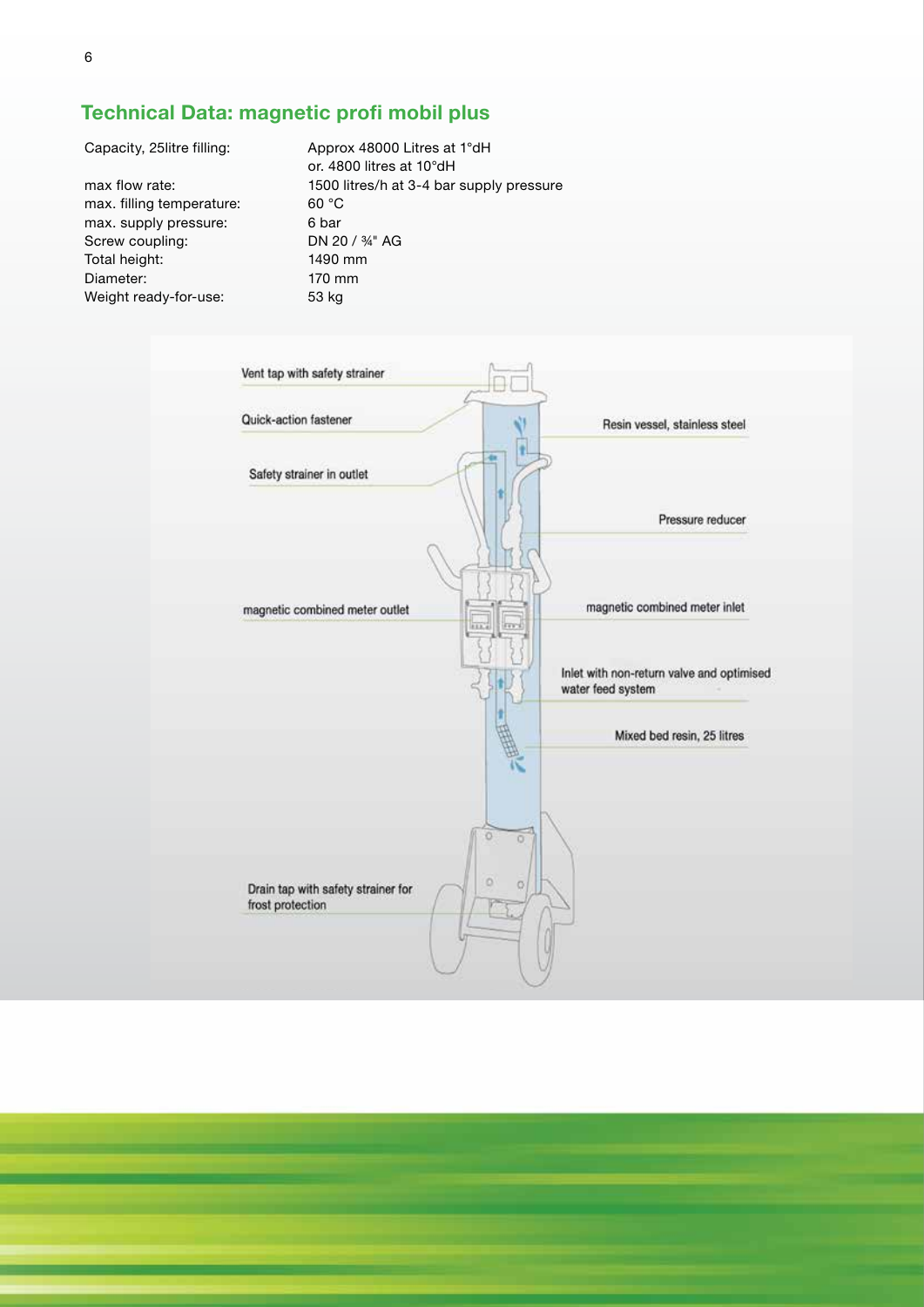## Technical Data: magnetic profi mobil plus

| | |
|---|---|
| Capacity, 25litre filling: | Approx 48000 Litres at 1°dH or. 4800 litres at 10°dH |
| max flow rate: | 1500 litres/h at 3-4 bar supply pressure |
| max. filling temperature: | 60 °C |
| max. supply pressure: | 6 bar |
| Screw coupling: | DN 20 / ¾" AG |
| Total height: | 1490 mm |
| Diameter: | 170 mm |
| Weight ready-for-use: | 53 kg |

Vent tap with safety strainer

Quick-action fastener

Safety strainer in outlet

magnetic combined meter outlet

Drain tap with safety strainer for frost protection

Resin vessel, stainless steel

Pressure reducer

magnetic combined meter inlet

Inlet with non-return valve and optimised water feed system

Mixed bed resin, 25 litres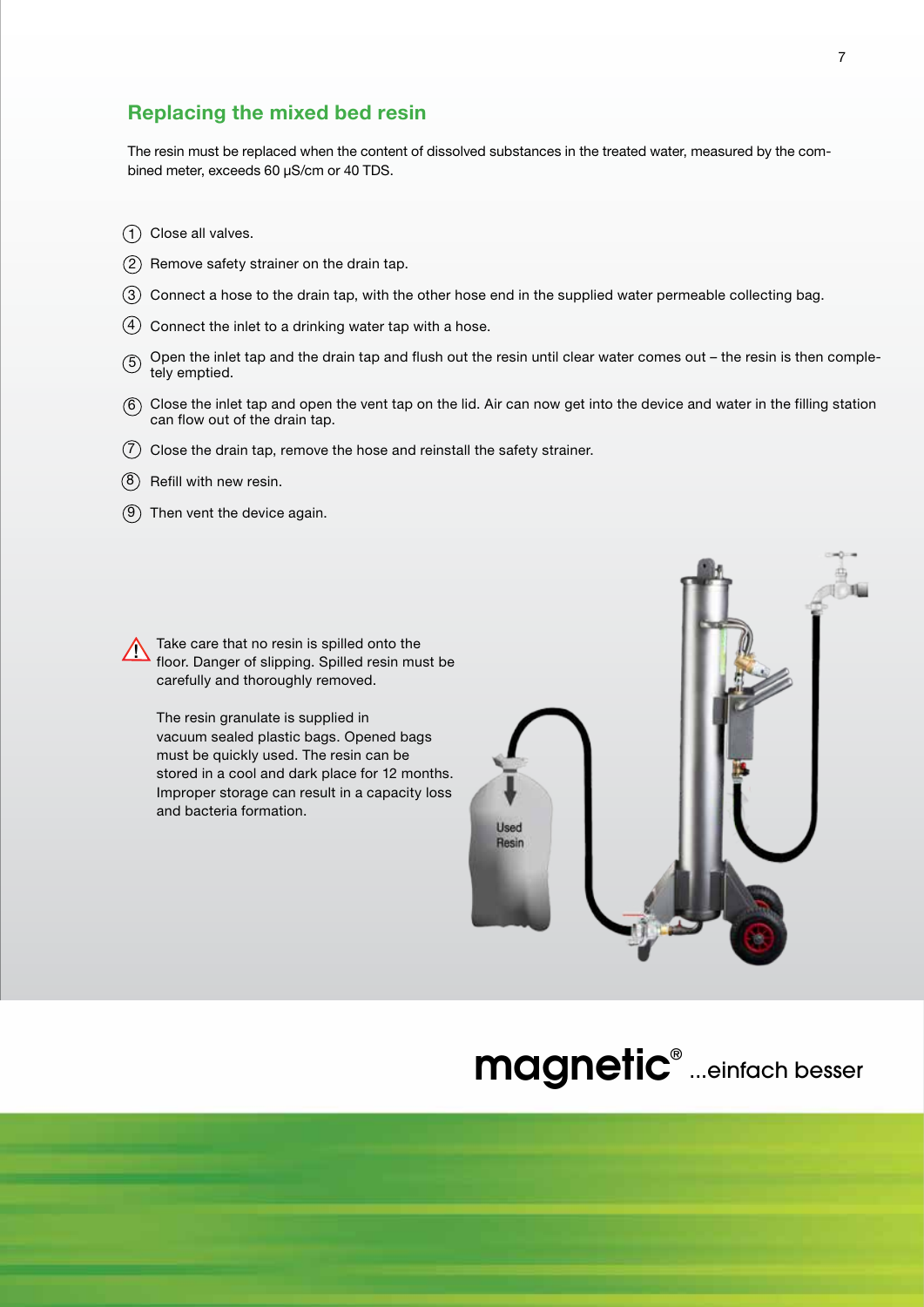## Replacing the mixed bed resin

The resin must be replaced when the content of dissolved substances in the treated water, measured by the combined meter, exceeds 60 µS/cm or 40 TDS.

1. Close all valves.
2. Remove safety strainer on the drain tap.
3. Connect a hose to the drain tap, with the other hose end in the supplied water permeable collecting bag.
4. Connect the inlet to a drinking water tap with a hose.
5. Open the inlet tap and the drain tap and flush out the resin until clear water comes out – the resin is then completely emptied.
6. Close the inlet tap and open the vent tap on the lid. Air can now get into the device and water in the filling station can flow out of the drain tap.
7. Close the drain tap, remove the hose and reinstall the safety strainer.
8. Refill with new resin.
9. Then vent the device again.

⚠ Take care that no resin is spilled onto the floor. Danger of slipping. Spilled resin must be carefully and thoroughly removed.

The resin granulate is supplied in vacuum sealed plastic bags. Opened bags must be quickly used. The resin can be stored in a cool and dark place for 12 months. Improper storage can result in a capacity loss and bacteria formation.

Used Resin

**magnetic®** ...einfach besser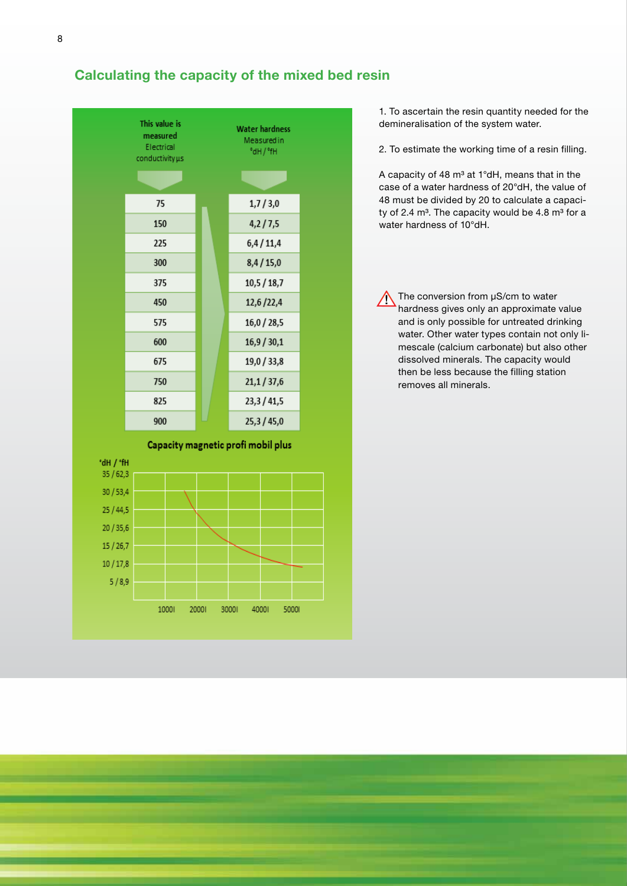## Calculating the capacity of the mixed bed resin

| This value is measured Electrical conductivity µs | Water hardness Measured in °dH / °fH |
| --- | --- |
| 75 | 1,7 / 3,0 |
| 150 | 4,2 / 7,5 |
| 225 | 6,4 / 11,4 |
| 300 | 8,4 / 15,0 |
| 375 | 10,5 / 18,7 |
| 450 | 12,6 /22,4 |
| 575 | 16,0 / 28,5 |
| 600 | 16,9 / 30,1 |
| 675 | 19,0 / 33,8 |
| 750 | 21,1 / 37,6 |
| 825 | 23,3 / 41,5 |
| 900 | 25,3 / 45,0 |

**Capacity magnetic profi mobil plus**

°dH / °fH: 35 / 62,3; 30 / 53,4; 25 / 44,5; 20 / 35,6; 15 / 26,7; 10 / 17,8; 5 / 8,9

1000l, 2000l, 3000l, 4000l, 5000l

1. To ascertain the resin quantity needed for the demineralisation of the system water.

2. To estimate the working time of a resin filling.

A capacity of 48 m³ at 1°dH, means that in the case of a water hardness of 20°dH, the value of 48 must be divided by 20 to calculate a capacity of 2.4 m³. The capacity would be 4.8 m³ for a water hardness of 10°dH.

⚠ The conversion from µS/cm to water hardness gives only an approximate value and is only possible for untreated drinking water. Other water types contain not only limescale (calcium carbonate) but also other dissolved minerals. The capacity would then be less because the filling station removes all minerals.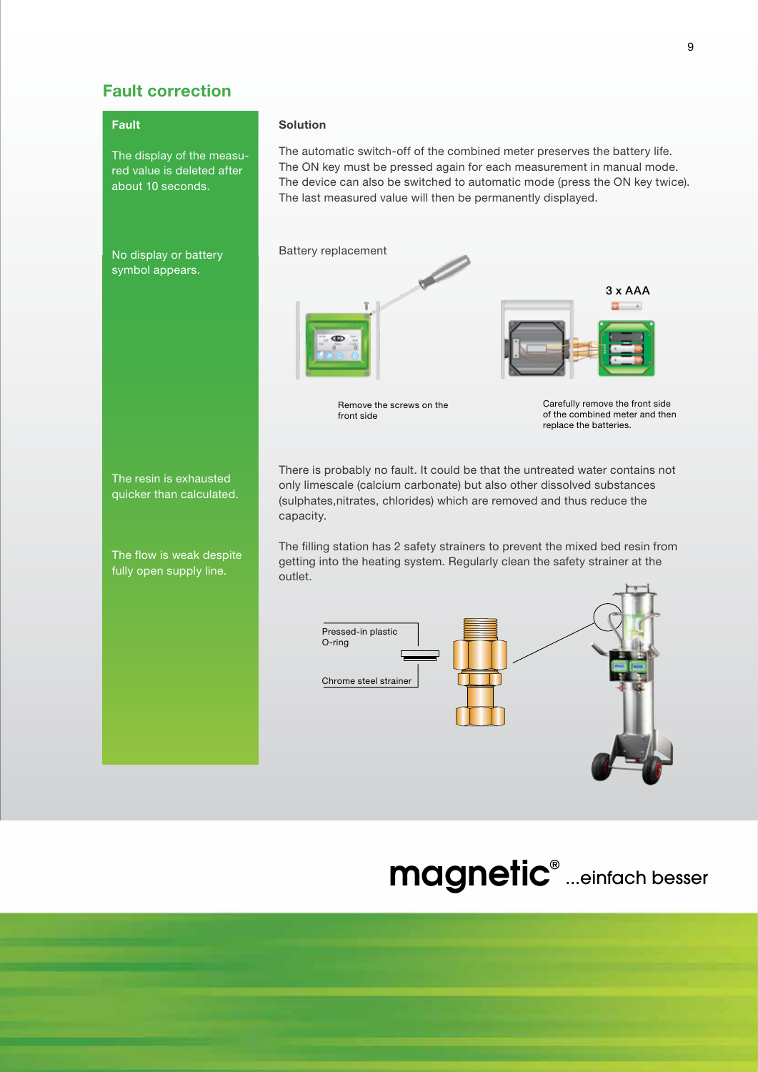## Fault correction

| Fault | Solution |
|---|---|
| The display of the measured value is deleted after about 10 seconds. | The automatic switch-off of the combined meter preserves the battery life. The ON key must be pressed again for each measurement in manual mode. The device can also be switched to automatic mode (press the ON key twice). The last measured value will then be permanently displayed. |
| No display or battery symbol appears. | Battery replacement<br>3 x AAA<br>Remove the screws on the front side<br>Carefully remove the front side of the combined meter and then replace the batteries. |
| The resin is exhausted quicker than calculated. | There is probably no fault. It could be that the untreated water contains not only limescale (calcium carbonate) but also other dissolved substances (sulphates,nitrates, chlorides) which are removed and thus reduce the capacity. |
| The flow is weak despite fully open supply line. | The filling station has 2 safety strainers to prevent the mixed bed resin from getting into the heating system. Regularly clean the safety strainer at the outlet.<br>Pressed-in plastic O-ring<br>Chrome steel strainer |

magnetic® ...einfach besser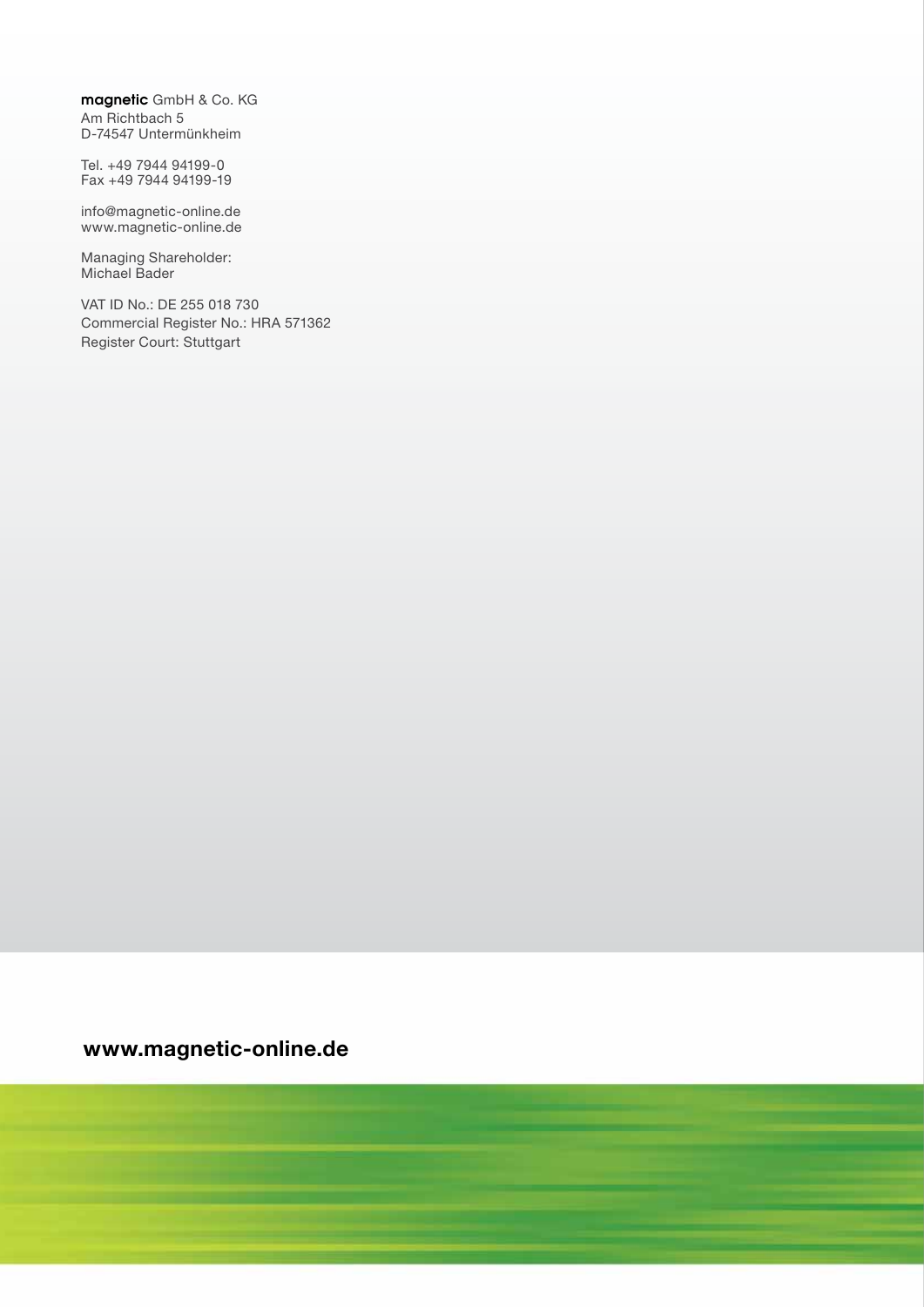**magnetic** GmbH & Co. KG
Am Richtbach 5
D-74547 Untermünkheim

Tel. +49 7944 94199-0
Fax +49 7944 94199-19

info@magnetic-online.de
www.magnetic-online.de

Managing Shareholder:
Michael Bader

VAT ID No.: DE 255 018 730
Commercial Register No.: HRA 571362
Register Court: Stuttgart

**www.magnetic-online.de**